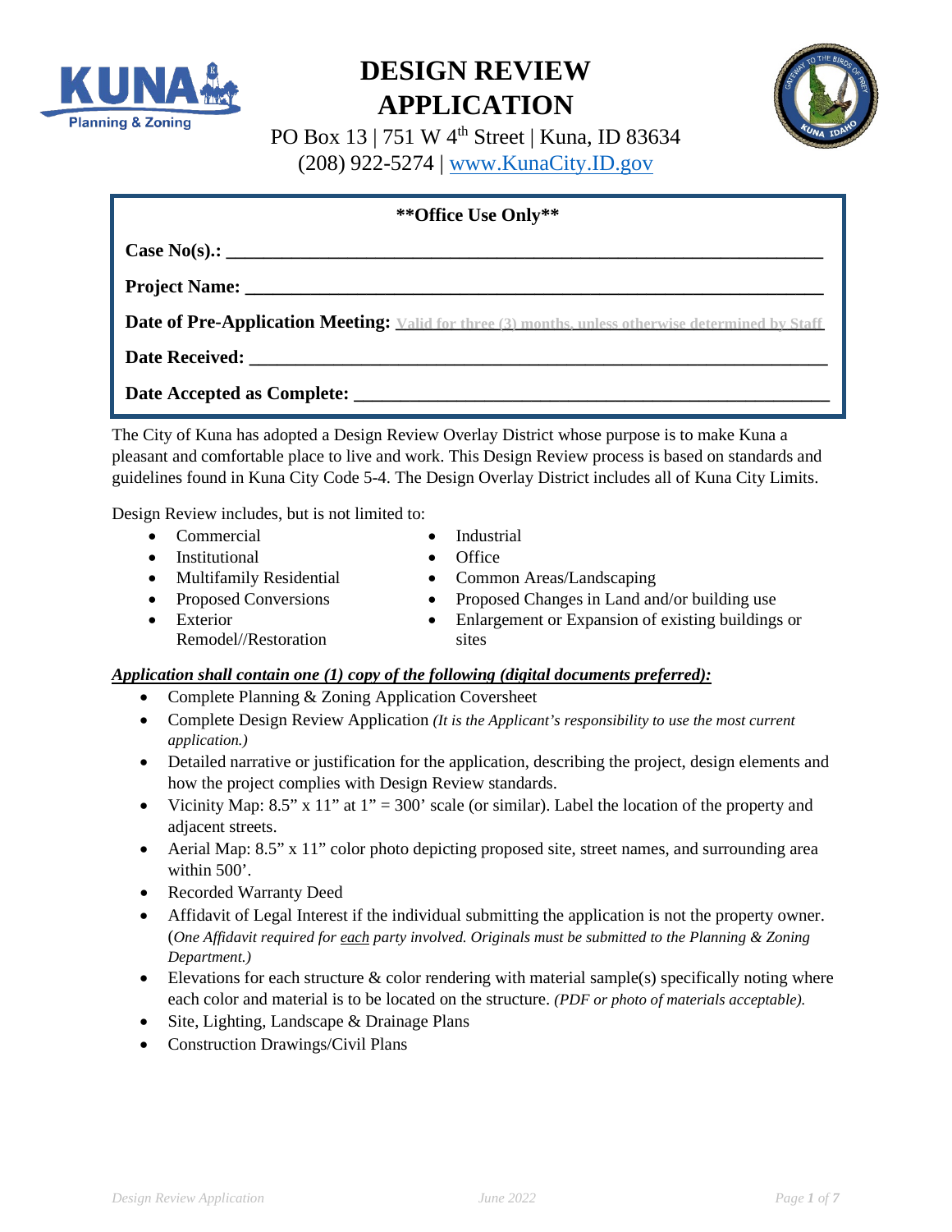# DESIGN REVIEW APPLICATION

PO Box 13 | 751 W 4th Street | Kuna, ID 83634
(208) 922-5274 | www.KunaCity.ID.gov

**\*\*Office Use Only\*\***

**Case No(s).:** ______________________________

**Project Name:** ______________________________

**Date of Pre-Application Meeting:** Valid for three (3) months, unless otherwise determined by Staff

**Date Received:** ______________________________

**Date Accepted as Complete:** ______________________________

The City of Kuna has adopted a Design Review Overlay District whose purpose is to make Kuna a pleasant and comfortable place to live and work. This Design Review process is based on standards and guidelines found in Kuna City Code 5-4. The Design Overlay District includes all of Kuna City Limits.

Design Review includes, but is not limited to:

- Commercial
- Institutional
- Multifamily Residential
- Proposed Conversions
- Exterior Remodel//Restoration
- Industrial
- Office
- Common Areas/Landscaping
- Proposed Changes in Land and/or building use
- Enlargement or Expansion of existing buildings or sites

***Application shall contain one (1) copy of the following (digital documents preferred):***

- Complete Planning & Zoning Application Coversheet
- Complete Design Review Application *(It is the Applicant's responsibility to use the most current application.)*
- Detailed narrative or justification for the application, describing the project, design elements and how the project complies with Design Review standards.
- Vicinity Map: 8.5" x 11" at 1" = 300' scale (or similar). Label the location of the property and adjacent streets.
- Aerial Map: 8.5" x 11" color photo depicting proposed site, street names, and surrounding area within 500'.
- Recorded Warranty Deed
- Affidavit of Legal Interest if the individual submitting the application is not the property owner. (*One Affidavit required for each party involved. Originals must be submitted to the Planning & Zoning Department.)*
- Elevations for each structure & color rendering with material sample(s) specifically noting where each color and material is to be located on the structure. *(PDF or photo of materials acceptable).*
- Site, Lighting, Landscape & Drainage Plans
- Construction Drawings/Civil Plans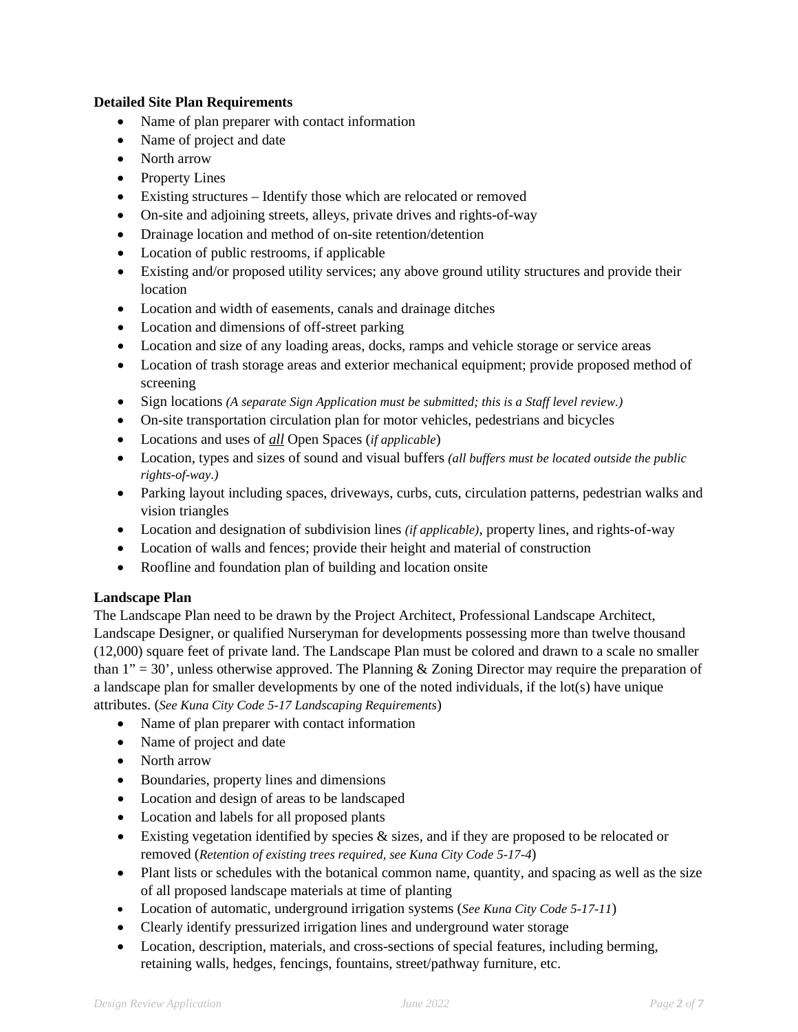**Detailed Site Plan Requirements**

- Name of plan preparer with contact information
- Name of project and date
- North arrow
- Property Lines
- Existing structures – Identify those which are relocated or removed
- On-site and adjoining streets, alleys, private drives and rights-of-way
- Drainage location and method of on-site retention/detention
- Location of public restrooms, if applicable
- Existing and/or proposed utility services; any above ground utility structures and provide their location
- Location and width of easements, canals and drainage ditches
- Location and dimensions of off-street parking
- Location and size of any loading areas, docks, ramps and vehicle storage or service areas
- Location of trash storage areas and exterior mechanical equipment; provide proposed method of screening
- Sign locations *(A separate Sign Application must be submitted; this is a Staff level review.)*
- On-site transportation circulation plan for motor vehicles, pedestrians and bicycles
- Locations and uses of ***all*** Open Spaces (*if applicable*)
- Location, types and sizes of sound and visual buffers *(all buffers must be located outside the public rights-of-way.)*
- Parking layout including spaces, driveways, curbs, cuts, circulation patterns, pedestrian walks and vision triangles
- Location and designation of subdivision lines *(if applicable)*, property lines, and rights-of-way
- Location of walls and fences; provide their height and material of construction
- Roofline and foundation plan of building and location onsite

**Landscape Plan**

The Landscape Plan need to be drawn by the Project Architect, Professional Landscape Architect, Landscape Designer, or qualified Nurseryman for developments possessing more than twelve thousand (12,000) square feet of private land. The Landscape Plan must be colored and drawn to a scale no smaller than 1" = 30', unless otherwise approved. The Planning & Zoning Director may require the preparation of a landscape plan for smaller developments by one of the noted individuals, if the lot(s) have unique attributes. (*See Kuna City Code 5-17 Landscaping Requirements*)

- Name of plan preparer with contact information
- Name of project and date
- North arrow
- Boundaries, property lines and dimensions
- Location and design of areas to be landscaped
- Location and labels for all proposed plants
- Existing vegetation identified by species & sizes, and if they are proposed to be relocated or removed (*Retention of existing trees required, see Kuna City Code 5-17-4*)
- Plant lists or schedules with the botanical common name, quantity, and spacing as well as the size of all proposed landscape materials at time of planting
- Location of automatic, underground irrigation systems (*See Kuna City Code 5-17-11*)
- Clearly identify pressurized irrigation lines and underground water storage
- Location, description, materials, and cross-sections of special features, including berming, retaining walls, hedges, fencings, fountains, street/pathway furniture, etc.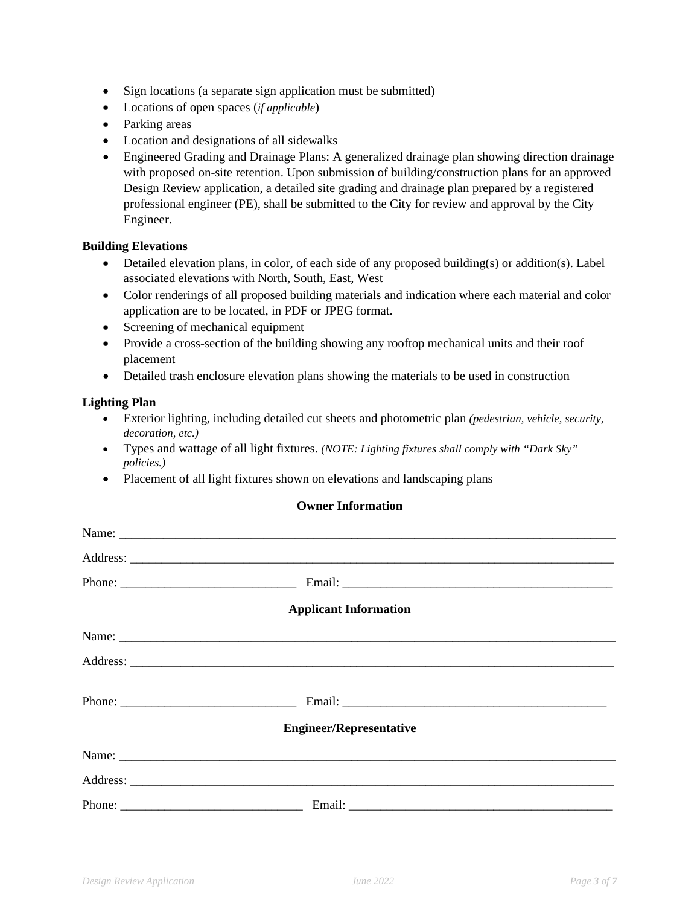- Sign locations (a separate sign application must be submitted)
- Locations of open spaces (*if applicable*)
- Parking areas
- Location and designations of all sidewalks
- Engineered Grading and Drainage Plans: A generalized drainage plan showing direction drainage with proposed on-site retention. Upon submission of building/construction plans for an approved Design Review application, a detailed site grading and drainage plan prepared by a registered professional engineer (PE), shall be submitted to the City for review and approval by the City Engineer.

**Building Elevations**

- Detailed elevation plans, in color, of each side of any proposed building(s) or addition(s). Label associated elevations with North, South, East, West
- Color renderings of all proposed building materials and indication where each material and color application are to be located, in PDF or JPEG format.
- Screening of mechanical equipment
- Provide a cross-section of the building showing any rooftop mechanical units and their roof placement
- Detailed trash enclosure elevation plans showing the materials to be used in construction

**Lighting Plan**

- Exterior lighting, including detailed cut sheets and photometric plan *(pedestrian, vehicle, security, decoration, etc.)*
- Types and wattage of all light fixtures. *(NOTE: Lighting fixtures shall comply with "Dark Sky" policies.)*
- Placement of all light fixtures shown on elevations and landscaping plans

**Owner Information**

Name: ______________________________________________________________________________

Address: ____________________________________________________________________________

Phone: ___________________________ Email: ________________________________________

**Applicant Information**

Name: ______________________________________________________________________________

Address: ____________________________________________________________________________

Phone: ___________________________ Email: ________________________________________

**Engineer/Representative**

Name: ______________________________________________________________________________

Address: ____________________________________________________________________________

Phone: ____________________________ Email: _______________________________________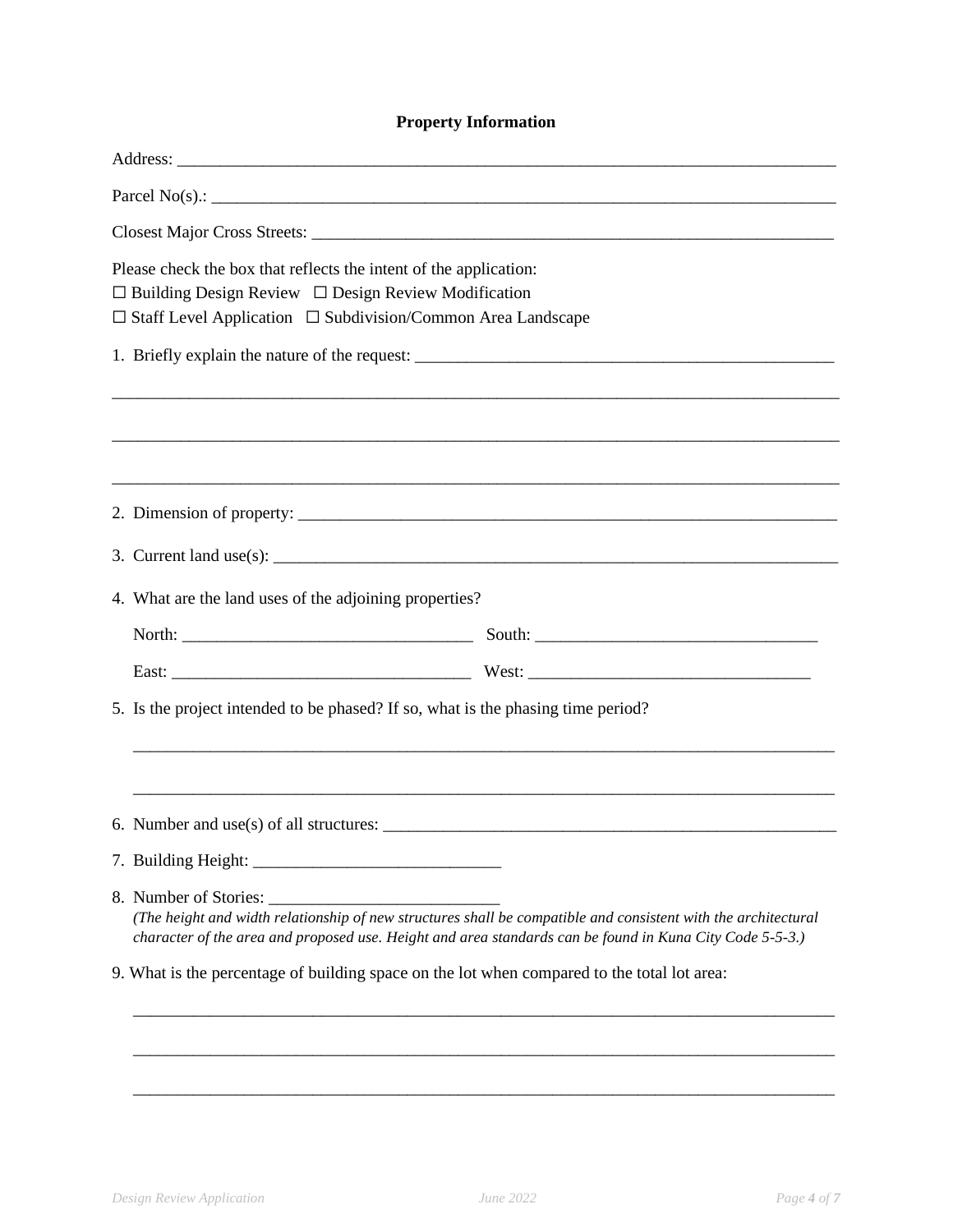**Property Information**

Address: ___________________________________________________________________________

Parcel No(s).: ________________________________________________________________________

Closest Major Cross Streets: ______________________________________________________________

Please check the box that reflects the intent of the application:
☐ Building Design Review ☐ Design Review Modification
☐ Staff Level Application ☐ Subdivision/Common Area Landscape

1. Briefly explain the nature of the request: ______________________________________________

_____________________________________________________________________________________

_____________________________________________________________________________________

_____________________________________________________________________________________

2. Dimension of property: ________________________________________________________________

3. Current land use(s): _________________________________________________________________

4. What are the land uses of the adjoining properties?

   North: ________________________________ South: ________________________________

   East: _________________________________ West: ________________________________

5. Is the project intended to be phased? If so, what is the phasing time period?

   _________________________________________________________________________________

   _________________________________________________________________________________

6. Number and use(s) of all structures: ____________________________________________________

7. Building Height: ____________________________

8. Number of Stories: ___________________________
   *(The height and width relationship of new structures shall be compatible and consistent with the architectural character of the area and proposed use. Height and area standards can be found in Kuna City Code 5-5-3.)*

9. What is the percentage of building space on the lot when compared to the total lot area:

   _________________________________________________________________________________

   _________________________________________________________________________________

   _________________________________________________________________________________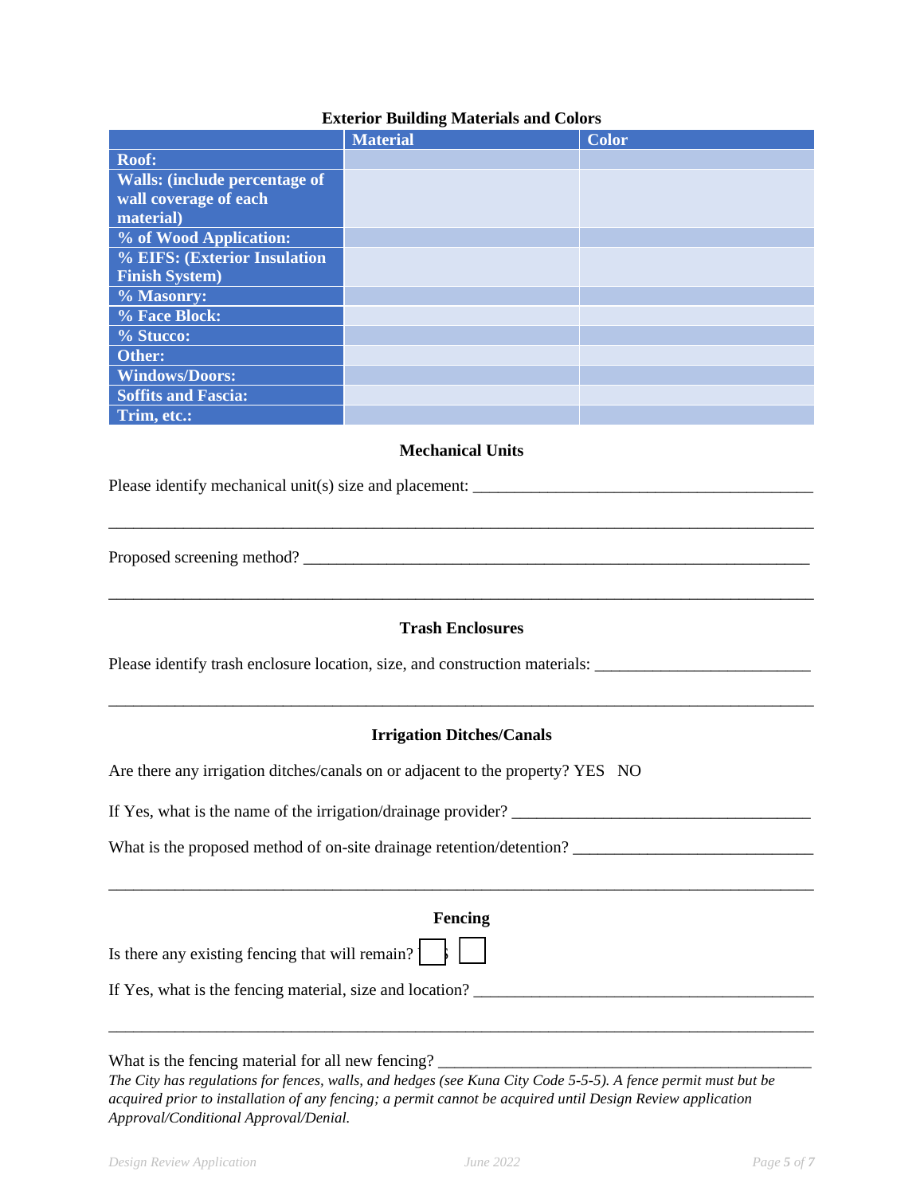**Exterior Building Materials and Colors**

| | Material | Color |
|---|---|---|
| **Roof:** | | |
| **Walls: (include percentage of wall coverage of each material)** | | |
| **% of Wood Application:** | | |
| **% EIFS: (Exterior Insulation Finish System)** | | |
| **% Masonry:** | | |
| **% Face Block:** | | |
| **% Stucco:** | | |
| **Other:** | | |
| **Windows/Doors:** | | |
| **Soffits and Fascia:** | | |
| **Trim, etc.:** | | |

**Mechanical Units**

Please identify mechanical unit(s) size and placement: ___________________________________________

___________________________________________________________________________________________

Proposed screening method? ___________________________________________________________________

___________________________________________________________________________________________

**Trash Enclosures**

Please identify trash enclosure location, size, and construction materials: __________________________

___________________________________________________________________________________________

**Irrigation Ditches/Canals**

Are there any irrigation ditches/canals on or adjacent to the property? YES NO

If Yes, what is the name of the irrigation/drainage provider? ____________________________________

What is the proposed method of on-site drainage retention/detention? ____________________________

___________________________________________________________________________________________

**Fencing**

Is there any existing fencing that will remain? ☐ ☐

If Yes, what is the fencing material, size and location? __________________________________________

___________________________________________________________________________________________

What is the fencing material for all new fencing? _______________________________________________

*The City has regulations for fences, walls, and hedges (see Kuna City Code 5-5-5). A fence permit must but be acquired prior to installation of any fencing; a permit cannot be acquired until Design Review application Approval/Conditional Approval/Denial.*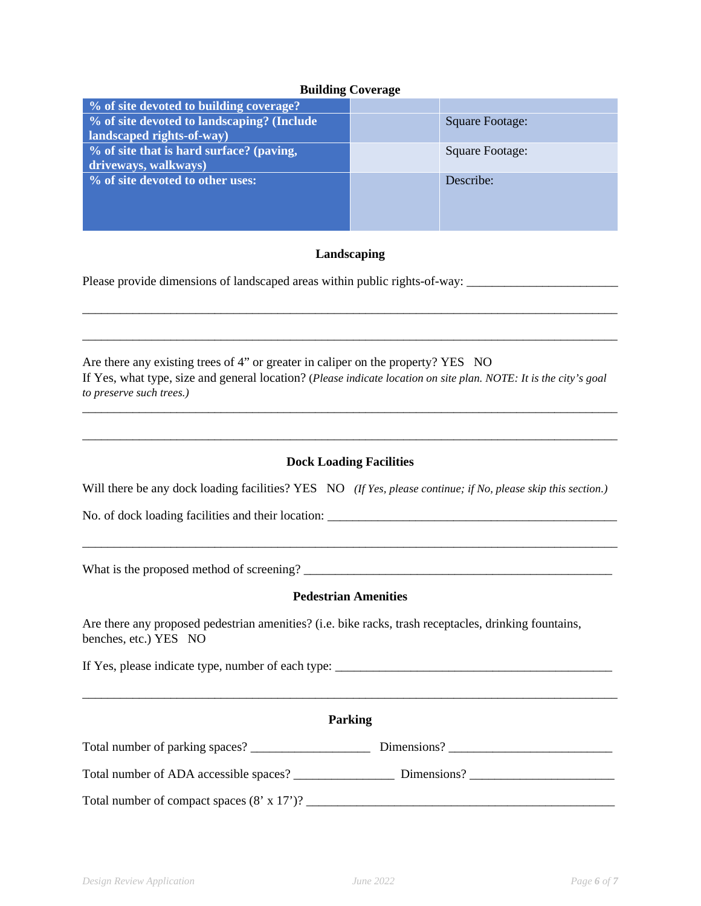### Building Coverage

| % of site devoted to building coverage? | | |
|---|---|---|
| % of site devoted to landscaping? (Include landscaped rights-of-way) | | Square Footage: |
| % of site that is hard surface? (paving, driveways, walkways) | | Square Footage: |
| % of site devoted to other uses: | | Describe: |

### Landscaping

Please provide dimensions of landscaped areas within public rights-of-way: _______________________

_________________________________________________________________________________

_________________________________________________________________________________

Are there any existing trees of 4" or greater in caliper on the property? YES NO

If Yes, what type, size and general location? (*Please indicate location on site plan. NOTE: It is the city's goal to preserve such trees.)*

_________________________________________________________________________________

_________________________________________________________________________________

### Dock Loading Facilities

Will there be any dock loading facilities? YES NO *(If Yes, please continue; if No, please skip this section.)*

No. of dock loading facilities and their location: _______________________________________________

_________________________________________________________________________________

What is the proposed method of screening? _________________________________________________

### Pedestrian Amenities

Are there any proposed pedestrian amenities? (i.e. bike racks, trash receptacles, drinking fountains, benches, etc.) YES NO

If Yes, please indicate type, number of each type: ____________________________________________

_________________________________________________________________________________

### Parking

Total number of parking spaces? __________________ Dimensions? _________________________

Total number of ADA accessible spaces? _______________ Dimensions? ______________________

Total number of compact spaces (8' x 17')? ________________________________________________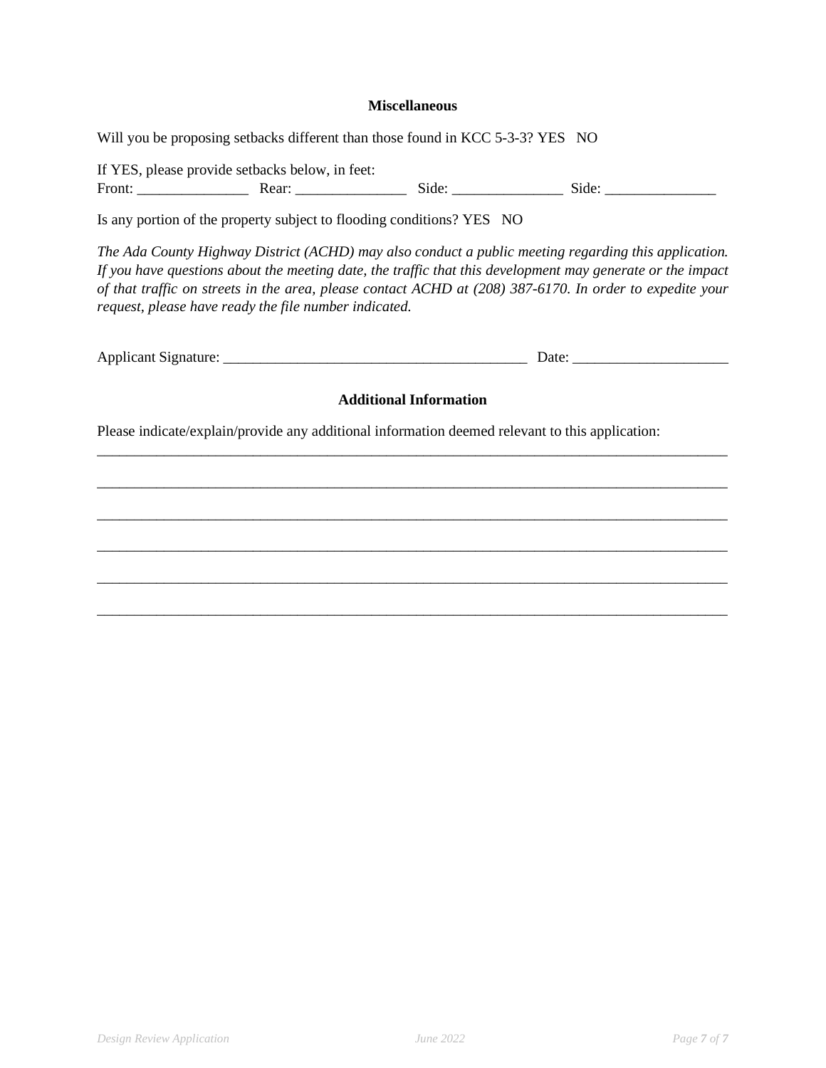**Miscellaneous**

Will you be proposing setbacks different than those found in KCC 5-3-3? YES NO

If YES, please provide setbacks below, in feet:
Front: _______________ Rear: _______________ Side: _______________ Side: _______________

Is any portion of the property subject to flooding conditions? YES NO

*The Ada County Highway District (ACHD) may also conduct a public meeting regarding this application. If you have questions about the meeting date, the traffic that this development may generate or the impact of that traffic on streets in the area, please contact ACHD at (208) 387-6170. In order to expedite your request, please have ready the file number indicated.*

Applicant Signature: __________________________________________ Date: _____________________

**Additional Information**

Please indicate/explain/provide any additional information deemed relevant to this application:

_________________________________________________________________________________________

_________________________________________________________________________________________

_________________________________________________________________________________________

_________________________________________________________________________________________

_________________________________________________________________________________________

_________________________________________________________________________________________